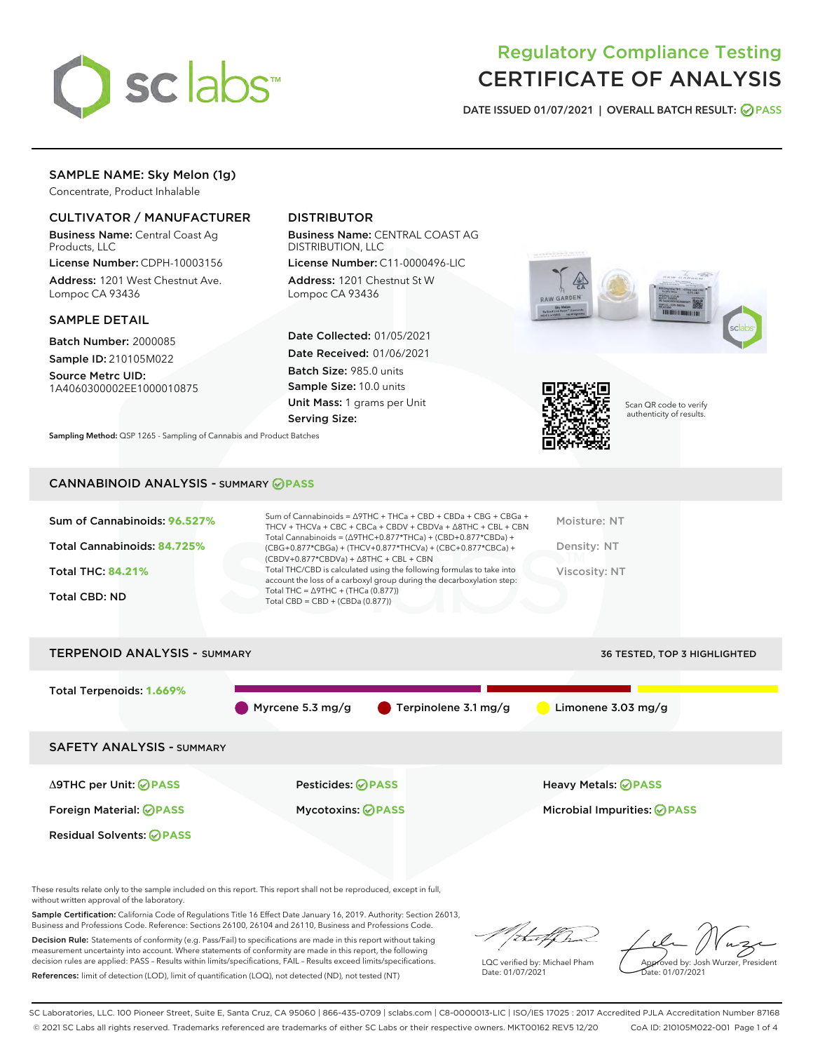# Regulatory Compliance Testing
# CERTIFICATE OF ANALYSIS

DATE ISSUED 01/07/2021 | OVERALL BATCH RESULT: PASS

## SAMPLE NAME: Sky Melon (1g)

Concentrate, Product Inhalable

### CULTIVATOR / MANUFACTURER

**Business Name:** Central Coast Ag Products, LLC

**License Number:** CDPH-10003156

**Address:** 1201 West Chestnut Ave. Lompoc CA 93436

### DISTRIBUTOR

**Business Name:** CENTRAL COAST AG DISTRIBUTION, LLC

**License Number:** C11-0000496-LIC

**Address:** 1201 Chestnut St W Lompoc CA 93436

### SAMPLE DETAIL

**Batch Number:** 2000085

**Sample ID:** 210105M022

**Source Metrc UID:** 1A4060300002EE1000010875

**Date Collected:** 01/05/2021

**Date Received:** 01/06/2021

**Batch Size:** 985.0 units

**Sample Size:** 10.0 units

**Unit Mass:** 1 grams per Unit

**Serving Size:**

**Sampling Method:** QSP 1265 - Sampling of Cannabis and Product Batches

Scan QR code to verify authenticity of results.

## CANNABINOID ANALYSIS - SUMMARY PASS

**Sum of Cannabinoids:** 96.527%

**Total Cannabinoids:** 84.725%

**Total THC:** 84.21%

**Total CBD:** ND

Sum of Cannabinoids = Δ9THC + THCa + CBD + CBDa + CBG + CBGa + THCV + THCVa + CBC + CBCa + CBDV + CBDVa + Δ8THC + CBL + CBN

Total Cannabinoids = (Δ9THC+0.877*THCa) + (CBD+0.877*CBDa) + (CBG+0.877*CBGa) + (THCV+0.877*THCVa) + (CBC+0.877*CBCa) + (CBDV+0.877*CBDVa) + Δ8THC + CBL + CBN

Total THC/CBD is calculated using the following formulas to take into account the loss of a carboxyl group during the decarboxylation step:

Total THC = Δ9THC + (THCa (0.877))

Total CBD = CBD + (CBDa (0.877))

Moisture: NT

Density: NT

Viscosity: NT

## TERPENOID ANALYSIS - SUMMARY

36 TESTED, TOP 3 HIGHLIGHTED

**Total Terpenoids:** 1.669%

Myrcene 5.3 mg/g | Terpinolene 3.1 mg/g | Limonene 3.03 mg/g

## SAFETY ANALYSIS - SUMMARY

| | | |
|---|---|---|
| Δ9THC per Unit: PASS | Pesticides: PASS | Heavy Metals: PASS |
| Foreign Material: PASS | Mycotoxins: PASS | Microbial Impurities: PASS |
| Residual Solvents: PASS | | |

These results relate only to the sample included on this report. This report shall not be reproduced, except in full, without written approval of the laboratory.

**Sample Certification:** California Code of Regulations Title 16 Effect Date January 16, 2019. Authority: Section 26013, Business and Professions Code. Reference: Sections 26100, 26104 and 26110, Business and Professions Code.

**Decision Rule:** Statements of conformity (e.g. Pass/Fail) to specifications are made in this report without taking measurement uncertainty into account. Where statements of conformity are made in this report, the following decision rules are applied: PASS - Results within limits/specifications, FAIL - Results exceed limits/specifications.

**References:** limit of detection (LOD), limit of quantification (LOQ), not detected (ND), not tested (NT)

LQC verified by: Michael Pham
Date: 01/07/2021

Approved by: Josh Wurzer, President
Date: 01/07/2021

SC Laboratories, LLC. 100 Pioneer Street, Suite E, Santa Cruz, CA 95060 | 866-435-0709 | sclabs.com | C8-0000013-LIC | ISO/IES 17025 : 2017 Accredited PJLA Accreditation Number 87168
© 2021 SC Labs all rights reserved. Trademarks referenced are trademarks of either SC Labs or their respective owners. MKT00162 REV5 12/20 CoA ID: 210105M022-001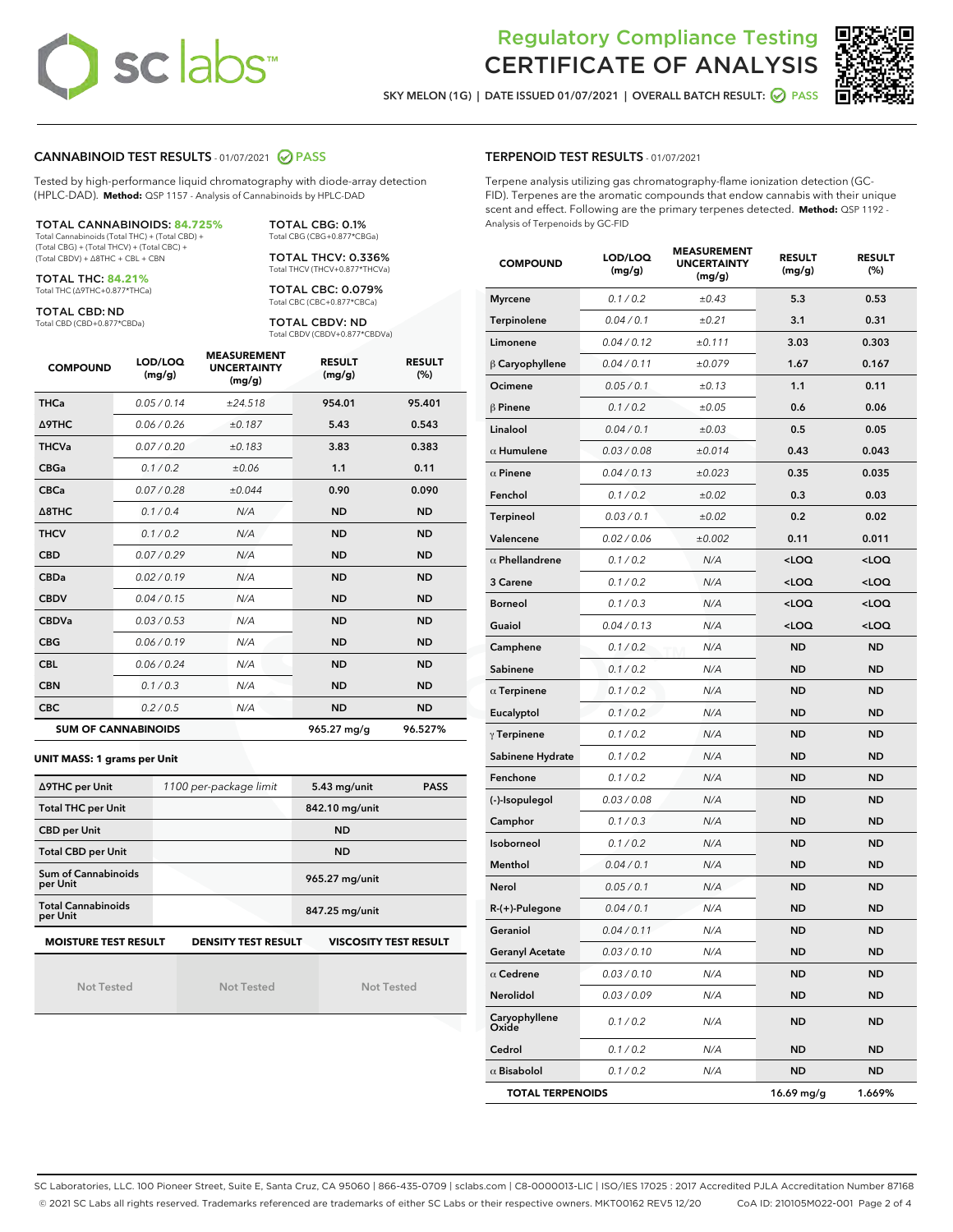# Regulatory Compliance Testing
# CERTIFICATE OF ANALYSIS

SKY MELON (1G) | DATE ISSUED 01/07/2021 | OVERALL BATCH RESULT: PASS

## CANNABINOID TEST RESULTS - 01/07/2021 PASS

Tested by high-performance liquid chromatography with diode-array detection (HPLC-DAD). **Method:** QSP 1157 - Analysis of Cannabinoids by HPLC-DAD

**TOTAL CANNABINOIDS: 84.725%**
Total Cannabinoids (Total THC) + (Total CBD) + (Total CBG) + (Total THCV) + (Total CBC) + (Total CBDV) + Δ8THC + CBL + CBN

**TOTAL THC: 84.21%**
Total THC (Δ9THC+0.877*THCa)

**TOTAL CBD: ND**
Total CBD (CBD+0.877*CBDa)

**TOTAL CBG: 0.1%**
Total CBG (CBG+0.877*CBGa)

**TOTAL THCV: 0.336%**
Total THCV (THCV+0.877*THCVa)

**TOTAL CBC: 0.079%**
Total CBC (CBC+0.877*CBCa)

**TOTAL CBDV: ND**
Total CBDV (CBDV+0.877*CBDVa)

| COMPOUND | LOD/LOQ (mg/g) | MEASUREMENT UNCERTAINTY (mg/g) | RESULT (mg/g) | RESULT (%) |
|---|---|---|---|---|
| THCa | 0.05 / 0.14 | ±24.518 | 954.01 | 95.401 |
| Δ9THC | 0.06 / 0.26 | ±0.187 | 5.43 | 0.543 |
| THCVa | 0.07 / 0.20 | ±0.183 | 3.83 | 0.383 |
| CBGa | 0.1 / 0.2 | ±0.06 | 1.1 | 0.11 |
| CBCa | 0.07 / 0.28 | ±0.044 | 0.90 | 0.090 |
| Δ8THC | 0.1 / 0.4 | N/A | ND | ND |
| THCV | 0.1 / 0.2 | N/A | ND | ND |
| CBD | 0.07 / 0.29 | N/A | ND | ND |
| CBDa | 0.02 / 0.19 | N/A | ND | ND |
| CBDV | 0.04 / 0.15 | N/A | ND | ND |
| CBDVa | 0.03 / 0.53 | N/A | ND | ND |
| CBG | 0.06 / 0.19 | N/A | ND | ND |
| CBL | 0.06 / 0.24 | N/A | ND | ND |
| CBN | 0.1 / 0.3 | N/A | ND | ND |
| CBC | 0.2 / 0.5 | N/A | ND | ND |
| **SUM OF CANNABINOIDS** | | | 965.27 mg/g | 96.527% |

**UNIT MASS: 1 grams per Unit**

| | | | |
|---|---|---|---|
| Δ9THC per Unit | 1100 per-package limit | 5.43 mg/unit | PASS |
| Total THC per Unit | | 842.10 mg/unit | |
| CBD per Unit | | ND | |
| Total CBD per Unit | | ND | |
| Sum of Cannabinoids per Unit | | 965.27 mg/unit | |
| Total Cannabinoids per Unit | | 847.25 mg/unit | |

| MOISTURE TEST RESULT | DENSITY TEST RESULT | VISCOSITY TEST RESULT |
|---|---|---|
| Not Tested | Not Tested | Not Tested |

## TERPENOID TEST RESULTS - 01/07/2021

Terpene analysis utilizing gas chromatography-flame ionization detection (GC-FID). Terpenes are the aromatic compounds that endow cannabis with their unique scent and effect. Following are the primary terpenes detected. **Method:** QSP 1192 - Analysis of Terpenoids by GC-FID

| COMPOUND | LOD/LOQ (mg/g) | MEASUREMENT UNCERTAINTY (mg/g) | RESULT (mg/g) | RESULT (%) |
|---|---|---|---|---|
| Myrcene | 0.1 / 0.2 | ±0.43 | 5.3 | 0.53 |
| Terpinolene | 0.04 / 0.1 | ±0.21 | 3.1 | 0.31 |
| Limonene | 0.04 / 0.12 | ±0.111 | 3.03 | 0.303 |
| β Caryophyllene | 0.04 / 0.11 | ±0.079 | 1.67 | 0.167 |
| Ocimene | 0.05 / 0.1 | ±0.13 | 1.1 | 0.11 |
| β Pinene | 0.1 / 0.2 | ±0.05 | 0.6 | 0.06 |
| Linalool | 0.04 / 0.1 | ±0.03 | 0.5 | 0.05 |
| α Humulene | 0.03 / 0.08 | ±0.014 | 0.43 | 0.043 |
| α Pinene | 0.04 / 0.13 | ±0.023 | 0.35 | 0.035 |
| Fenchol | 0.1 / 0.2 | ±0.02 | 0.3 | 0.03 |
| Terpineol | 0.03 / 0.1 | ±0.02 | 0.2 | 0.02 |
| Valencene | 0.02 / 0.06 | ±0.002 | 0.11 | 0.011 |
| α Phellandrene | 0.1 / 0.2 | N/A | <LOQ | <LOQ |
| 3 Carene | 0.1 / 0.2 | N/A | <LOQ | <LOQ |
| Borneol | 0.1 / 0.3 | N/A | <LOQ | <LOQ |
| Guaiol | 0.04 / 0.13 | N/A | <LOQ | <LOQ |
| Camphene | 0.1 / 0.2 | N/A | ND | ND |
| Sabinene | 0.1 / 0.2 | N/A | ND | ND |
| α Terpinene | 0.1 / 0.2 | N/A | ND | ND |
| Eucalyptol | 0.1 / 0.2 | N/A | ND | ND |
| γ Terpinene | 0.1 / 0.2 | N/A | ND | ND |
| Sabinene Hydrate | 0.1 / 0.2 | N/A | ND | ND |
| Fenchone | 0.1 / 0.2 | N/A | ND | ND |
| (-)-Isopulegol | 0.03 / 0.08 | N/A | ND | ND |
| Camphor | 0.1 / 0.3 | N/A | ND | ND |
| Isoborneol | 0.1 / 0.2 | N/A | ND | ND |
| Menthol | 0.04 / 0.1 | N/A | ND | ND |
| Nerol | 0.05 / 0.1 | N/A | ND | ND |
| R-(+)-Pulegone | 0.04 / 0.1 | N/A | ND | ND |
| Geraniol | 0.04 / 0.11 | N/A | ND | ND |
| Geranyl Acetate | 0.03 / 0.10 | N/A | ND | ND |
| α Cedrene | 0.03 / 0.10 | N/A | ND | ND |
| Nerolidol | 0.03 / 0.09 | N/A | ND | ND |
| Caryophyllene Oxide | 0.1 / 0.2 | N/A | ND | ND |
| Cedrol | 0.1 / 0.2 | N/A | ND | ND |
| α Bisabolol | 0.1 / 0.2 | N/A | ND | ND |
| **TOTAL TERPENOIDS** | | | 16.69 mg/g | 1.669% |

SC Laboratories, LLC. 100 Pioneer Street, Suite E, Santa Cruz, CA 95060 | 866-435-0709 | sclabs.com | C8-0000013-LIC | ISO/IES 17025 : 2017 Accredited PJLA Accreditation Number 87168
© 2021 SC Labs all rights reserved. Trademarks referenced are trademarks of either SC Labs or their respective owners. MKT00162 REV5 12/20 CoA ID: 210105M022-001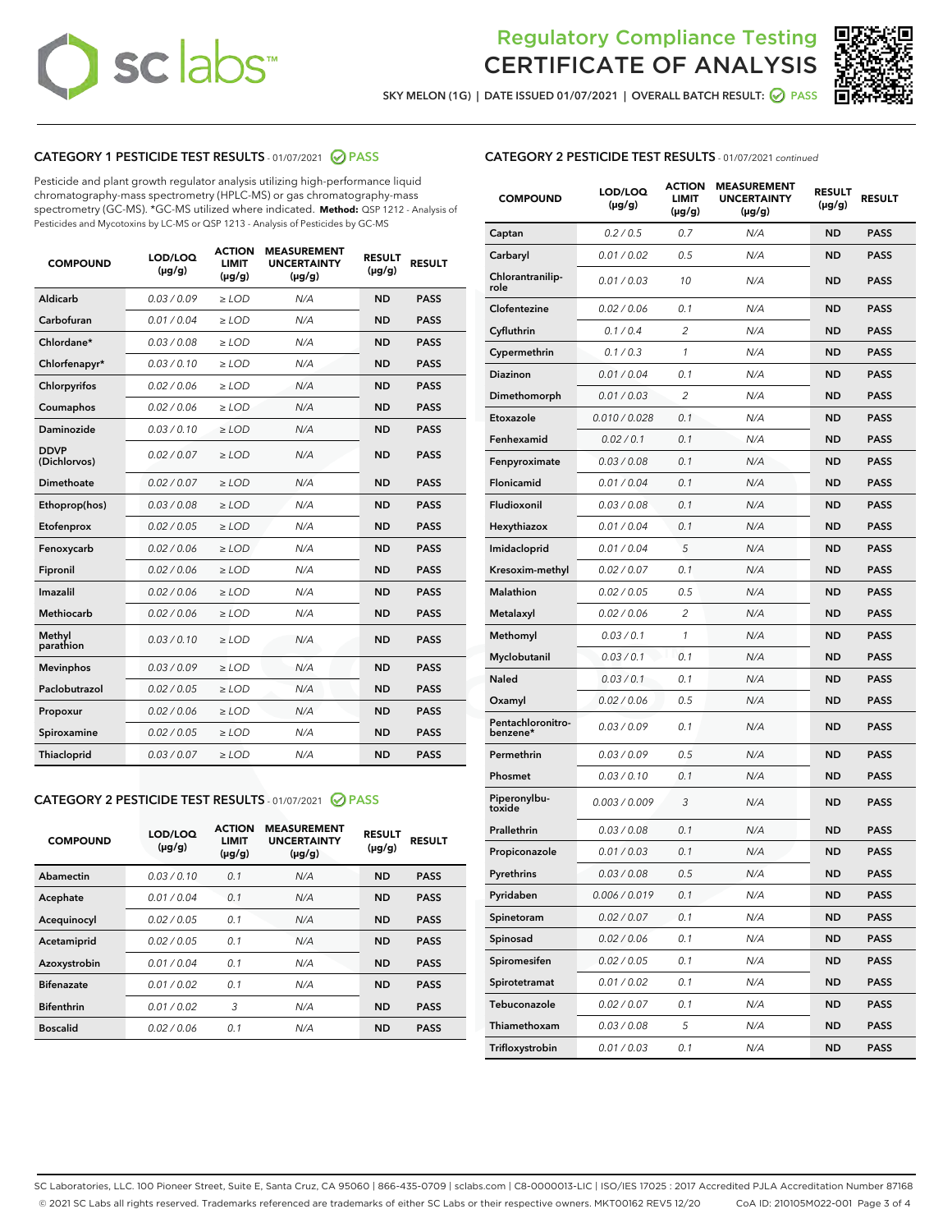# Regulatory Compliance Testing
# CERTIFICATE OF ANALYSIS

SKY MELON (1G) | DATE ISSUED 01/07/2021 | OVERALL BATCH RESULT: PASS

## CATEGORY 1 PESTICIDE TEST RESULTS - 01/07/2021 PASS

Pesticide and plant growth regulator analysis utilizing high-performance liquid chromatography-mass spectrometry (HPLC-MS) or gas chromatography-mass spectrometry (GC-MS). *GC-MS utilized where indicated. **Method:** QSP 1212 - Analysis of Pesticides and Mycotoxins by LC-MS or QSP 1213 - Analysis of Pesticides by GC-MS

| COMPOUND | LOD/LOQ (µg/g) | ACTION LIMIT (µg/g) | MEASUREMENT UNCERTAINTY (µg/g) | RESULT (µg/g) | RESULT |
|---|---|---|---|---|---|
| Aldicarb | 0.03 / 0.09 | ≥ LOD | N/A | ND | PASS |
| Carbofuran | 0.01 / 0.04 | ≥ LOD | N/A | ND | PASS |
| Chlordane* | 0.03 / 0.08 | ≥ LOD | N/A | ND | PASS |
| Chlorfenapyr* | 0.03 / 0.10 | ≥ LOD | N/A | ND | PASS |
| Chlorpyrifos | 0.02 / 0.06 | ≥ LOD | N/A | ND | PASS |
| Coumaphos | 0.02 / 0.06 | ≥ LOD | N/A | ND | PASS |
| Daminozide | 0.03 / 0.10 | ≥ LOD | N/A | ND | PASS |
| DDVP (Dichlorvos) | 0.02 / 0.07 | ≥ LOD | N/A | ND | PASS |
| Dimethoate | 0.02 / 0.07 | ≥ LOD | N/A | ND | PASS |
| Ethoprop(hos) | 0.03 / 0.08 | ≥ LOD | N/A | ND | PASS |
| Etofenprox | 0.02 / 0.05 | ≥ LOD | N/A | ND | PASS |
| Fenoxycarb | 0.02 / 0.06 | ≥ LOD | N/A | ND | PASS |
| Fipronil | 0.02 / 0.06 | ≥ LOD | N/A | ND | PASS |
| Imazalil | 0.02 / 0.06 | ≥ LOD | N/A | ND | PASS |
| Methiocarb | 0.02 / 0.06 | ≥ LOD | N/A | ND | PASS |
| Methyl parathion | 0.03 / 0.10 | ≥ LOD | N/A | ND | PASS |
| Mevinphos | 0.03 / 0.09 | ≥ LOD | N/A | ND | PASS |
| Paclobutrazol | 0.02 / 0.05 | ≥ LOD | N/A | ND | PASS |
| Propoxur | 0.02 / 0.06 | ≥ LOD | N/A | ND | PASS |
| Spiroxamine | 0.02 / 0.05 | ≥ LOD | N/A | ND | PASS |
| Thiacloprid | 0.03 / 0.07 | ≥ LOD | N/A | ND | PASS |

## CATEGORY 2 PESTICIDE TEST RESULTS - 01/07/2021 PASS

| COMPOUND | LOD/LOQ (µg/g) | ACTION LIMIT (µg/g) | MEASUREMENT UNCERTAINTY (µg/g) | RESULT (µg/g) | RESULT |
|---|---|---|---|---|---|
| Abamectin | 0.03 / 0.10 | 0.1 | N/A | ND | PASS |
| Acephate | 0.01 / 0.04 | 0.1 | N/A | ND | PASS |
| Acequinocyl | 0.02 / 0.05 | 0.1 | N/A | ND | PASS |
| Acetamiprid | 0.02 / 0.05 | 0.1 | N/A | ND | PASS |
| Azoxystrobin | 0.01 / 0.04 | 0.1 | N/A | ND | PASS |
| Bifenazate | 0.01 / 0.02 | 0.1 | N/A | ND | PASS |
| Bifenthrin | 0.01 / 0.02 | 3 | N/A | ND | PASS |
| Boscalid | 0.02 / 0.06 | 0.1 | N/A | ND | PASS |

## CATEGORY 2 PESTICIDE TEST RESULTS - 01/07/2021 continued

| COMPOUND | LOD/LOQ (µg/g) | ACTION LIMIT (µg/g) | MEASUREMENT UNCERTAINTY (µg/g) | RESULT (µg/g) | RESULT |
|---|---|---|---|---|---|
| Captan | 0.2 / 0.5 | 0.7 | N/A | ND | PASS |
| Carbaryl | 0.01 / 0.02 | 0.5 | N/A | ND | PASS |
| Chlorantraniliprole | 0.01 / 0.03 | 10 | N/A | ND | PASS |
| Clofentezine | 0.02 / 0.06 | 0.1 | N/A | ND | PASS |
| Cyfluthrin | 0.1 / 0.4 | 2 | N/A | ND | PASS |
| Cypermethrin | 0.1 / 0.3 | 1 | N/A | ND | PASS |
| Diazinon | 0.01 / 0.04 | 0.1 | N/A | ND | PASS |
| Dimethomorph | 0.01 / 0.03 | 2 | N/A | ND | PASS |
| Etoxazole | 0.010 / 0.028 | 0.1 | N/A | ND | PASS |
| Fenhexamid | 0.02 / 0.1 | 0.1 | N/A | ND | PASS |
| Fenpyroximate | 0.03 / 0.08 | 0.1 | N/A | ND | PASS |
| Flonicamid | 0.01 / 0.04 | 0.1 | N/A | ND | PASS |
| Fludioxonil | 0.03 / 0.08 | 0.1 | N/A | ND | PASS |
| Hexythiazox | 0.01 / 0.04 | 0.1 | N/A | ND | PASS |
| Imidacloprid | 0.01 / 0.04 | 5 | N/A | ND | PASS |
| Kresoxim-methyl | 0.02 / 0.07 | 0.1 | N/A | ND | PASS |
| Malathion | 0.02 / 0.05 | 0.5 | N/A | ND | PASS |
| Metalaxyl | 0.02 / 0.06 | 2 | N/A | ND | PASS |
| Methomyl | 0.03 / 0.1 | 1 | N/A | ND | PASS |
| Myclobutanil | 0.03 / 0.1 | 0.1 | N/A | ND | PASS |
| Naled | 0.03 / 0.1 | 0.1 | N/A | ND | PASS |
| Oxamyl | 0.02 / 0.06 | 0.5 | N/A | ND | PASS |
| Pentachloronitrobenzene* | 0.03 / 0.09 | 0.1 | N/A | ND | PASS |
| Permethrin | 0.03 / 0.09 | 0.5 | N/A | ND | PASS |
| Phosmet | 0.03 / 0.10 | 0.1 | N/A | ND | PASS |
| Piperonylbutoxide | 0.003 / 0.009 | 3 | N/A | ND | PASS |
| Prallethrin | 0.03 / 0.08 | 0.1 | N/A | ND | PASS |
| Propiconazole | 0.01 / 0.03 | 0.1 | N/A | ND | PASS |
| Pyrethrins | 0.03 / 0.08 | 0.5 | N/A | ND | PASS |
| Pyridaben | 0.006 / 0.019 | 0.1 | N/A | ND | PASS |
| Spinetoram | 0.02 / 0.07 | 0.1 | N/A | ND | PASS |
| Spinosad | 0.02 / 0.06 | 0.1 | N/A | ND | PASS |
| Spiromesifen | 0.02 / 0.05 | 0.1 | N/A | ND | PASS |
| Spirotetramat | 0.01 / 0.02 | 0.1 | N/A | ND | PASS |
| Tebuconazole | 0.02 / 0.07 | 0.1 | N/A | ND | PASS |
| Thiamethoxam | 0.03 / 0.08 | 5 | N/A | ND | PASS |
| Trifloxystrobin | 0.01 / 0.03 | 0.1 | N/A | ND | PASS |

SC Laboratories, LLC. 100 Pioneer Street, Suite E, Santa Cruz, CA 95060 | 866-435-0709 | sclabs.com | C8-0000013-LIC | ISO/IES 17025 : 2017 Accredited PJLA Accreditation Number 87168
© 2021 SC Labs all rights reserved. Trademarks referenced are trademarks of either SC Labs or their respective owners. MKT00162 REV5 12/20 CoA ID: 210105M022-001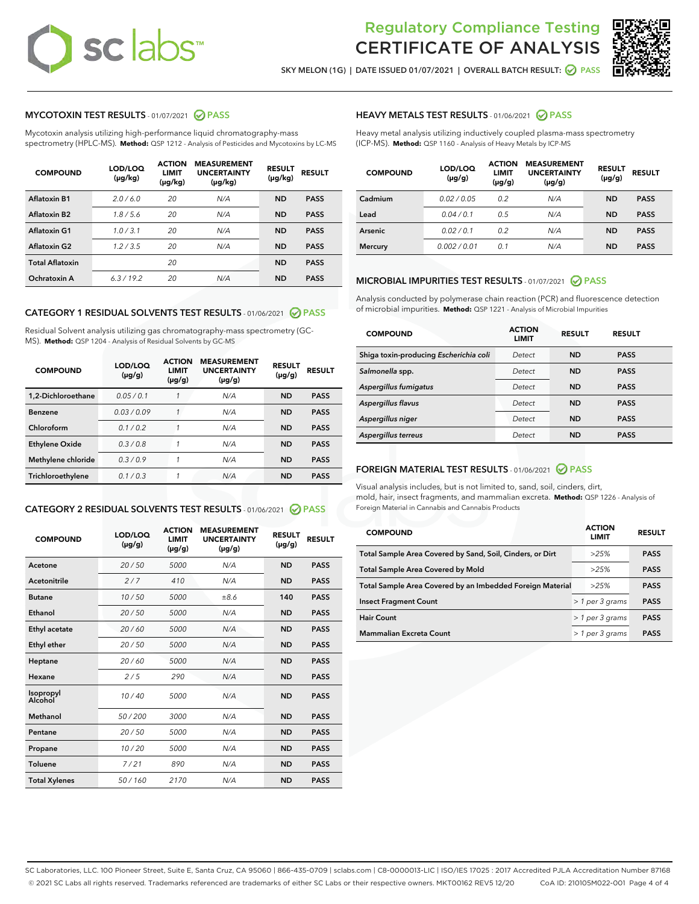# Regulatory Compliance Testing
# CERTIFICATE OF ANALYSIS

SKY MELON (1G) | DATE ISSUED 01/07/2021 | OVERALL BATCH RESULT: PASS

## MYCOTOXIN TEST RESULTS - 01/07/2021 PASS

Mycotoxin analysis utilizing high-performance liquid chromatography-mass spectrometry (HPLC-MS). **Method:** QSP 1212 - Analysis of Pesticides and Mycotoxins by LC-MS

| COMPOUND | LOD/LOQ (µg/kg) | ACTION LIMIT (µg/kg) | MEASUREMENT UNCERTAINTY (µg/kg) | RESULT (µg/kg) | RESULT |
|---|---|---|---|---|---|
| Aflatoxin B1 | 2.0 / 6.0 | 20 | N/A | ND | PASS |
| Aflatoxin B2 | 1.8 / 5.6 | 20 | N/A | ND | PASS |
| Aflatoxin G1 | 1.0 / 3.1 | 20 | N/A | ND | PASS |
| Aflatoxin G2 | 1.2 / 3.5 | 20 | N/A | ND | PASS |
| Total Aflatoxin | | 20 | | ND | PASS |
| Ochratoxin A | 6.3 / 19.2 | 20 | N/A | ND | PASS |

## CATEGORY 1 RESIDUAL SOLVENTS TEST RESULTS - 01/06/2021 PASS

Residual Solvent analysis utilizing gas chromatography-mass spectrometry (GC-MS). **Method:** QSP 1204 - Analysis of Residual Solvents by GC-MS

| COMPOUND | LOD/LOQ (µg/g) | ACTION LIMIT (µg/g) | MEASUREMENT UNCERTAINTY (µg/g) | RESULT (µg/g) | RESULT |
|---|---|---|---|---|---|
| 1,2-Dichloroethane | 0.05 / 0.1 | 1 | N/A | ND | PASS |
| Benzene | 0.03 / 0.09 | 1 | N/A | ND | PASS |
| Chloroform | 0.1 / 0.2 | 1 | N/A | ND | PASS |
| Ethylene Oxide | 0.3 / 0.8 | 1 | N/A | ND | PASS |
| Methylene chloride | 0.3 / 0.9 | 1 | N/A | ND | PASS |
| Trichloroethylene | 0.1 / 0.3 | 1 | N/A | ND | PASS |

## CATEGORY 2 RESIDUAL SOLVENTS TEST RESULTS - 01/06/2021 PASS

| COMPOUND | LOD/LOQ (µg/g) | ACTION LIMIT (µg/g) | MEASUREMENT UNCERTAINTY (µg/g) | RESULT (µg/g) | RESULT |
|---|---|---|---|---|---|
| Acetone | 20 / 50 | 5000 | N/A | ND | PASS |
| Acetonitrile | 2 / 7 | 410 | N/A | ND | PASS |
| Butane | 10 / 50 | 5000 | ±8.6 | 140 | PASS |
| Ethanol | 20 / 50 | 5000 | N/A | ND | PASS |
| Ethyl acetate | 20 / 60 | 5000 | N/A | ND | PASS |
| Ethyl ether | 20 / 50 | 5000 | N/A | ND | PASS |
| Heptane | 20 / 60 | 5000 | N/A | ND | PASS |
| Hexane | 2 / 5 | 290 | N/A | ND | PASS |
| Isopropyl Alcohol | 10 / 40 | 5000 | N/A | ND | PASS |
| Methanol | 50 / 200 | 3000 | N/A | ND | PASS |
| Pentane | 20 / 50 | 5000 | N/A | ND | PASS |
| Propane | 10 / 20 | 5000 | N/A | ND | PASS |
| Toluene | 7 / 21 | 890 | N/A | ND | PASS |
| Total Xylenes | 50 / 160 | 2170 | N/A | ND | PASS |

## HEAVY METALS TEST RESULTS - 01/06/2021 PASS

Heavy metal analysis utilizing inductively coupled plasma-mass spectrometry (ICP-MS). **Method:** QSP 1160 - Analysis of Heavy Metals by ICP-MS

| COMPOUND | LOD/LOQ (µg/g) | ACTION LIMIT (µg/g) | MEASUREMENT UNCERTAINTY (µg/g) | RESULT (µg/g) | RESULT |
|---|---|---|---|---|---|
| Cadmium | 0.02 / 0.05 | 0.2 | N/A | ND | PASS |
| Lead | 0.04 / 0.1 | 0.5 | N/A | ND | PASS |
| Arsenic | 0.02 / 0.1 | 0.2 | N/A | ND | PASS |
| Mercury | 0.002 / 0.01 | 0.1 | N/A | ND | PASS |

## MICROBIAL IMPURITIES TEST RESULTS - 01/07/2021 PASS

Analysis conducted by polymerase chain reaction (PCR) and fluorescence detection of microbial impurities. **Method:** QSP 1221 - Analysis of Microbial Impurities

| COMPOUND | ACTION LIMIT | RESULT | RESULT |
|---|---|---|---|
| Shiga toxin-producing *Escherichia coli* | Detect | ND | PASS |
| *Salmonella* spp. | Detect | ND | PASS |
| *Aspergillus fumigatus* | Detect | ND | PASS |
| *Aspergillus flavus* | Detect | ND | PASS |
| *Aspergillus niger* | Detect | ND | PASS |
| *Aspergillus terreus* | Detect | ND | PASS |

## FOREIGN MATERIAL TEST RESULTS - 01/06/2021 PASS

Visual analysis includes, but is not limited to, sand, soil, cinders, dirt, mold, hair, insect fragments, and mammalian excreta. **Method:** QSP 1226 - Analysis of Foreign Material in Cannabis and Cannabis Products

| COMPOUND | ACTION LIMIT | RESULT |
|---|---|---|
| Total Sample Area Covered by Sand, Soil, Cinders, or Dirt | >25% | PASS |
| Total Sample Area Covered by Mold | >25% | PASS |
| Total Sample Area Covered by an Imbedded Foreign Material | >25% | PASS |
| Insect Fragment Count | > 1 per 3 grams | PASS |
| Hair Count | > 1 per 3 grams | PASS |
| Mammalian Excreta Count | > 1 per 3 grams | PASS |

SC Laboratories, LLC. 100 Pioneer Street, Suite E, Santa Cruz, CA 95060 | 866-435-0709 | sclabs.com | C8-0000013-LIC | ISO/IES 17025 : 2017 Accredited PJLA Accreditation Number 87168
© 2021 SC Labs all rights reserved. Trademarks referenced are trademarks of either SC Labs or their respective owners. MKT00162 REV5 12/20 CoA ID: 210105M022-001